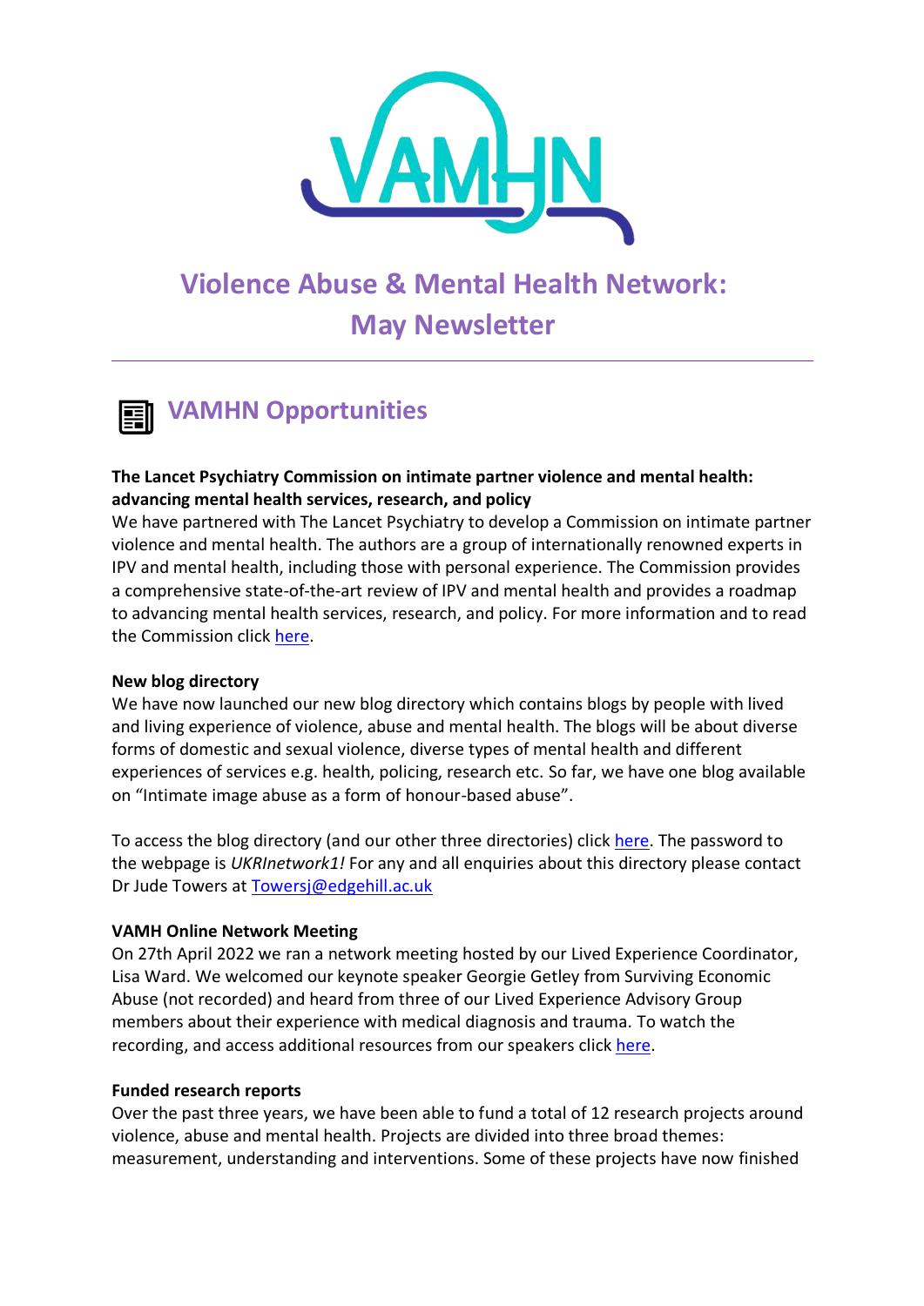# Violence Abuse & Mental Health Network: May Newsletter

## VAMHN Opportunities

**The Lancet Psychiatry Commission on intimate partner violence and mental health: advancing mental health services, research, and policy**

We have partnered with The Lancet Psychiatry to develop a Commission on intimate partner violence and mental health. The authors are a group of internationally renowned experts in IPV and mental health, including those with personal experience. The Commission provides a comprehensive state-of-the-art review of IPV and mental health and provides a roadmap to advancing mental health services, research, and policy. For more information and to read the Commission click here.

**New blog directory**

We have now launched our new blog directory which contains blogs by people with lived and living experience of violence, abuse and mental health. The blogs will be about diverse forms of domestic and sexual violence, diverse types of mental health and different experiences of services e.g. health, policing, research etc. So far, we have one blog available on "Intimate image abuse as a form of honour-based abuse".

To access the blog directory (and our other three directories) click here. The password to the webpage is *UKRInetwork1!* For any and all enquiries about this directory please contact Dr Jude Towers at Towersj@edgehill.ac.uk

**VAMH Online Network Meeting**

On 27th April 2022 we ran a network meeting hosted by our Lived Experience Coordinator, Lisa Ward. We welcomed our keynote speaker Georgie Getley from Surviving Economic Abuse (not recorded) and heard from three of our Lived Experience Advisory Group members about their experience with medical diagnosis and trauma. To watch the recording, and access additional resources from our speakers click here.

**Funded research reports**

Over the past three years, we have been able to fund a total of 12 research projects around violence, abuse and mental health. Projects are divided into three broad themes: measurement, understanding and interventions. Some of these projects have now finished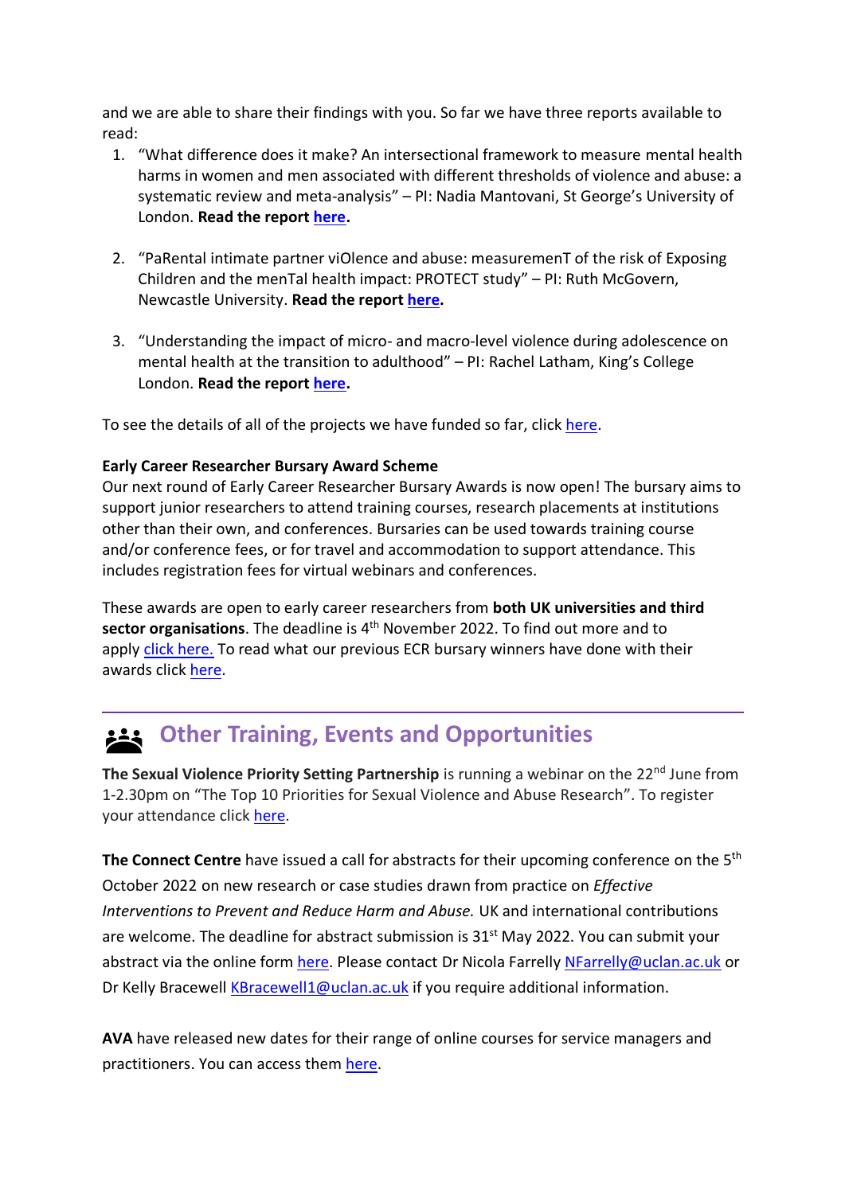and we are able to share their findings with you. So far we have three reports available to read:

1. "What difference does it make? An intersectional framework to measure mental health harms in women and men associated with different thresholds of violence and abuse: a systematic review and meta-analysis" – PI: Nadia Mantovani, St George's University of London. **Read the report here.**

2. "PaRental intimate partner viOlence and abuse: measuremenT of the risk of Exposing Children and the menTal health impact: PROTECT study" – PI: Ruth McGovern, Newcastle University. **Read the report here.**

3. "Understanding the impact of micro- and macro-level violence during adolescence on mental health at the transition to adulthood" – PI: Rachel Latham, King's College London. **Read the report here.**

To see the details of all of the projects we have funded so far, click here.

**Early Career Researcher Bursary Award Scheme**

Our next round of Early Career Researcher Bursary Awards is now open! The bursary aims to support junior researchers to attend training courses, research placements at institutions other than their own, and conferences. Bursaries can be used towards training course and/or conference fees, or for travel and accommodation to support attendance. This includes registration fees for virtual webinars and conferences.

These awards are open to early career researchers from **both UK universities and third sector organisations**. The deadline is 4th November 2022. To find out more and to apply click here. To read what our previous ECR bursary winners have done with their awards click here.

## Other Training, Events and Opportunities

**The Sexual Violence Priority Setting Partnership** is running a webinar on the 22nd June from 1-2.30pm on "The Top 10 Priorities for Sexual Violence and Abuse Research". To register your attendance click here.

**The Connect Centre** have issued a call for abstracts for their upcoming conference on the 5th October 2022 on new research or case studies drawn from practice on *Effective Interventions to Prevent and Reduce Harm and Abuse.* UK and international contributions are welcome. The deadline for abstract submission is 31st May 2022. You can submit your abstract via the online form here. Please contact Dr Nicola Farrelly NFarrelly@uclan.ac.uk or Dr Kelly Bracewell KBracewell1@uclan.ac.uk if you require additional information.

**AVA** have released new dates for their range of online courses for service managers and practitioners. You can access them here.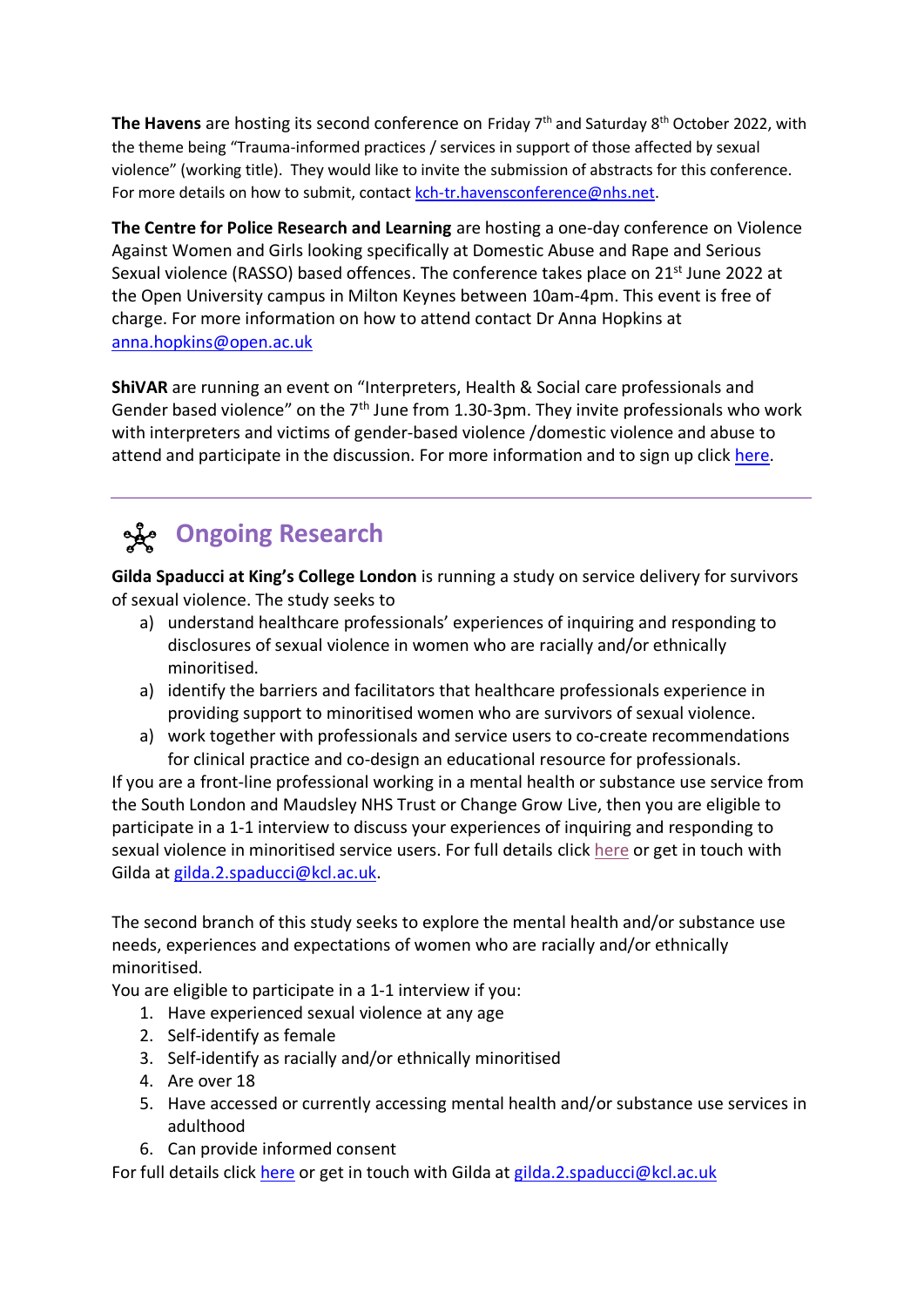**The Havens** are hosting its second conference on Friday 7th and Saturday 8th October 2022, with the theme being "Trauma-informed practices / services in support of those affected by sexual violence" (working title). They would like to invite the submission of abstracts for this conference. For more details on how to submit, contact kch-tr.havensconference@nhs.net.

**The Centre for Police Research and Learning** are hosting a one-day conference on Violence Against Women and Girls looking specifically at Domestic Abuse and Rape and Serious Sexual violence (RASSO) based offences. The conference takes place on 21st June 2022 at the Open University campus in Milton Keynes between 10am-4pm. This event is free of charge. For more information on how to attend contact Dr Anna Hopkins at anna.hopkins@open.ac.uk

**ShiVAR** are running an event on "Interpreters, Health & Social care professionals and Gender based violence" on the 7th June from 1.30-3pm. They invite professionals who work with interpreters and victims of gender-based violence /domestic violence and abuse to attend and participate in the discussion. For more information and to sign up click here.

---

## Ongoing Research

**Gilda Spaducci at King's College London** is running a study on service delivery for survivors of sexual violence. The study seeks to

a) understand healthcare professionals' experiences of inquiring and responding to disclosures of sexual violence in women who are racially and/or ethnically minoritised.
a) identify the barriers and facilitators that healthcare professionals experience in providing support to minoritised women who are survivors of sexual violence.
a) work together with professionals and service users to co-create recommendations for clinical practice and co-design an educational resource for professionals.

If you are a front-line professional working in a mental health or substance use service from the South London and Maudsley NHS Trust or Change Grow Live, then you are eligible to participate in a 1-1 interview to discuss your experiences of inquiring and responding to sexual violence in minoritised service users. For full details click here or get in touch with Gilda at gilda.2.spaducci@kcl.ac.uk.

The second branch of this study seeks to explore the mental health and/or substance use needs, experiences and expectations of women who are racially and/or ethnically minoritised.

You are eligible to participate in a 1-1 interview if you:

1. Have experienced sexual violence at any age
2. Self-identify as female
3. Self-identify as racially and/or ethnically minoritised
4. Are over 18
5. Have accessed or currently accessing mental health and/or substance use services in adulthood
6. Can provide informed consent

For full details click here or get in touch with Gilda at gilda.2.spaducci@kcl.ac.uk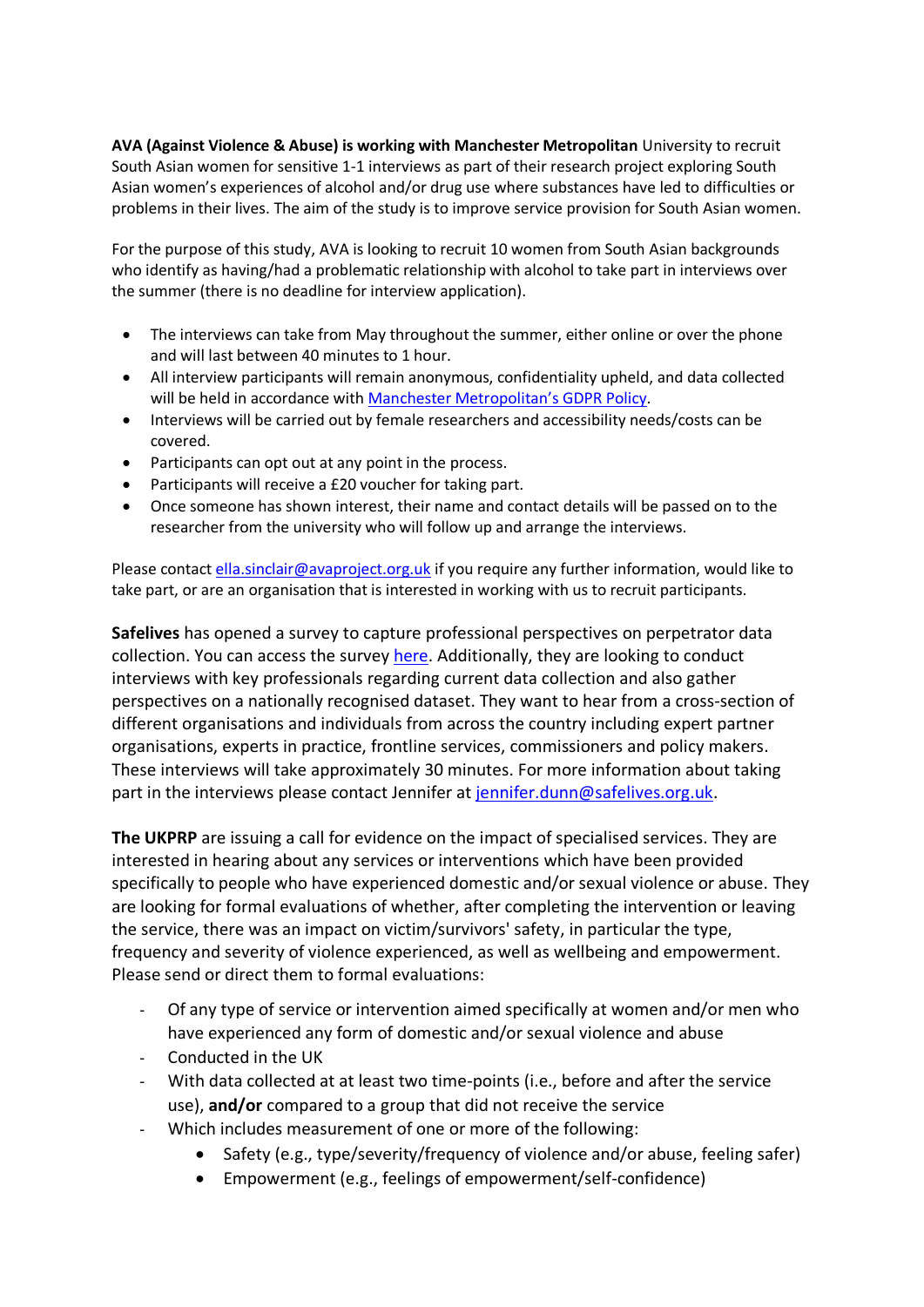**AVA (Against Violence & Abuse) is working with Manchester Metropolitan** University to recruit South Asian women for sensitive 1-1 interviews as part of their research project exploring South Asian women's experiences of alcohol and/or drug use where substances have led to difficulties or problems in their lives. The aim of the study is to improve service provision for South Asian women.

For the purpose of this study, AVA is looking to recruit 10 women from South Asian backgrounds who identify as having/had a problematic relationship with alcohol to take part in interviews over the summer (there is no deadline for interview application).

- The interviews can take from May throughout the summer, either online or over the phone and will last between 40 minutes to 1 hour.
- All interview participants will remain anonymous, confidentiality upheld, and data collected will be held in accordance with Manchester Metropolitan's GDPR Policy.
- Interviews will be carried out by female researchers and accessibility needs/costs can be covered.
- Participants can opt out at any point in the process.
- Participants will receive a £20 voucher for taking part.
- Once someone has shown interest, their name and contact details will be passed on to the researcher from the university who will follow up and arrange the interviews.

Please contact ella.sinclair@avaproject.org.uk if you require any further information, would like to take part, or are an organisation that is interested in working with us to recruit participants.

**Safelives** has opened a survey to capture professional perspectives on perpetrator data collection. You can access the survey here. Additionally, they are looking to conduct interviews with key professionals regarding current data collection and also gather perspectives on a nationally recognised dataset. They want to hear from a cross-section of different organisations and individuals from across the country including expert partner organisations, experts in practice, frontline services, commissioners and policy makers. These interviews will take approximately 30 minutes. For more information about taking part in the interviews please contact Jennifer at jennifer.dunn@safelives.org.uk.

**The UKPRP** are issuing a call for evidence on the impact of specialised services. They are interested in hearing about any services or interventions which have been provided specifically to people who have experienced domestic and/or sexual violence or abuse. They are looking for formal evaluations of whether, after completing the intervention or leaving the service, there was an impact on victim/survivors' safety, in particular the type, frequency and severity of violence experienced, as well as wellbeing and empowerment. Please send or direct them to formal evaluations:

- Of any type of service or intervention aimed specifically at women and/or men who have experienced any form of domestic and/or sexual violence and abuse
- Conducted in the UK
- With data collected at at least two time-points (i.e., before and after the service use), **and/or** compared to a group that did not receive the service
- Which includes measurement of one or more of the following:
    - Safety (e.g., type/severity/frequency of violence and/or abuse, feeling safer)
    - Empowerment (e.g., feelings of empowerment/self-confidence)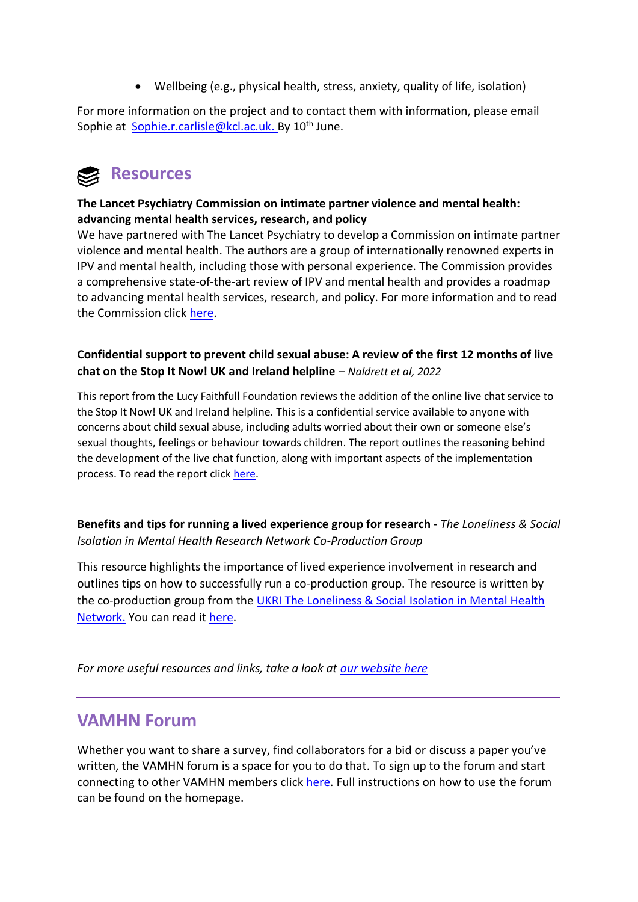- Wellbeing (e.g., physical health, stress, anxiety, quality of life, isolation)

For more information on the project and to contact them with information, please email Sophie at Sophie.r.carlisle@kcl.ac.uk. By 10th June.

## Resources

**The Lancet Psychiatry Commission on intimate partner violence and mental health: advancing mental health services, research, and policy**

We have partnered with The Lancet Psychiatry to develop a Commission on intimate partner violence and mental health. The authors are a group of internationally renowned experts in IPV and mental health, including those with personal experience. The Commission provides a comprehensive state-of-the-art review of IPV and mental health and provides a roadmap to advancing mental health services, research, and policy. For more information and to read the Commission click here.

**Confidential support to prevent child sexual abuse: A review of the first 12 months of live chat on the Stop It Now! UK and Ireland helpline** – *Naldrett et al, 2022*

This report from the Lucy Faithfull Foundation reviews the addition of the online live chat service to the Stop It Now! UK and Ireland helpline. This is a confidential service available to anyone with concerns about child sexual abuse, including adults worried about their own or someone else's sexual thoughts, feelings or behaviour towards children. The report outlines the reasoning behind the development of the live chat function, along with important aspects of the implementation process. To read the report click here.

**Benefits and tips for running a lived experience group for research** - *The Loneliness & Social Isolation in Mental Health Research Network Co-Production Group*

This resource highlights the importance of lived experience involvement in research and outlines tips on how to successfully run a co-production group. The resource is written by the co-production group from the UKRI The Loneliness & Social Isolation in Mental Health Network. You can read it here.

*For more useful resources and links, take a look at our website here*

## VAMHN Forum

Whether you want to share a survey, find collaborators for a bid or discuss a paper you've written, the VAMHN forum is a space for you to do that. To sign up to the forum and start connecting to other VAMHN members click here. Full instructions on how to use the forum can be found on the homepage.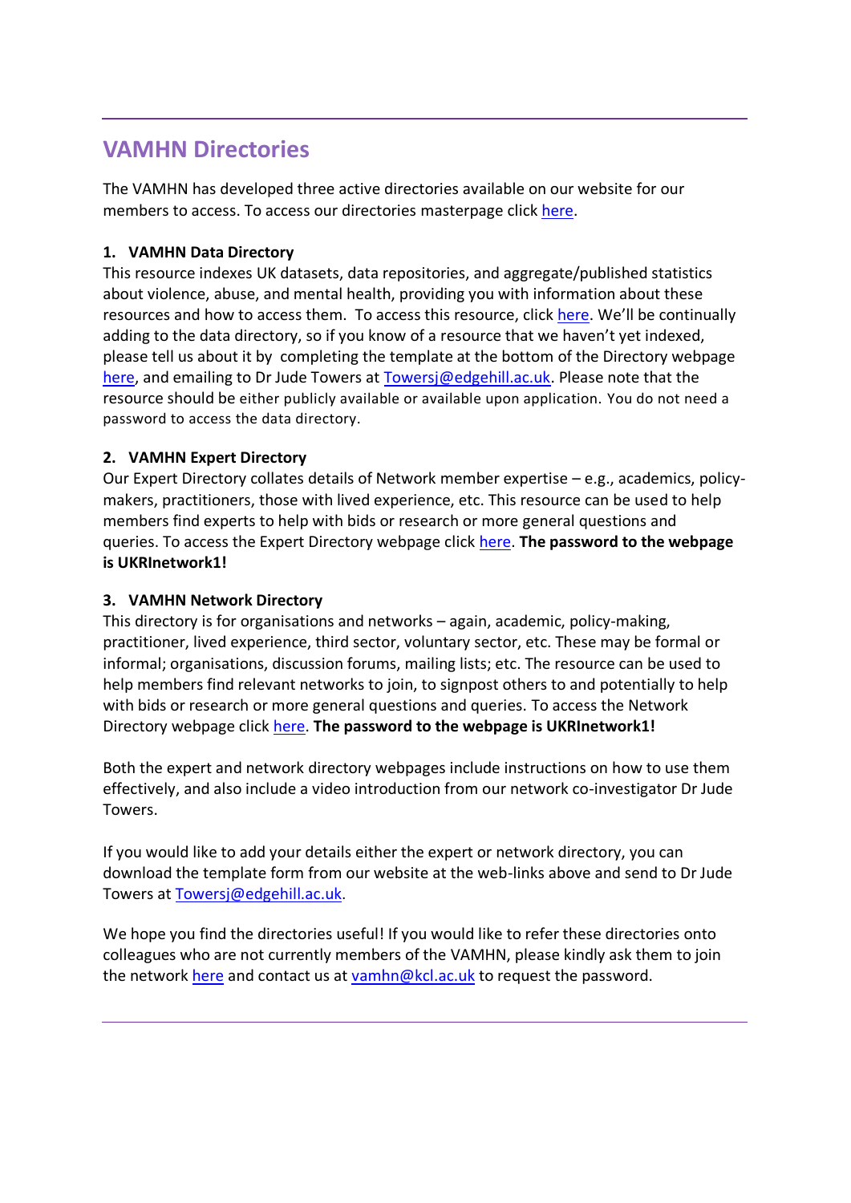## VAMHN Directories

The VAMHN has developed three active directories available on our website for our members to access. To access our directories masterpage click here.

1. **VAMHN Data Directory**

This resource indexes UK datasets, data repositories, and aggregate/published statistics about violence, abuse, and mental health, providing you with information about these resources and how to access them. To access this resource, click here. We'll be continually adding to the data directory, so if you know of a resource that we haven't yet indexed, please tell us about it by completing the template at the bottom of the Directory webpage here, and emailing to Dr Jude Towers at Towersj@edgehill.ac.uk. Please note that the resource should be either publicly available or available upon application. You do not need a password to access the data directory.

2. **VAMHN Expert Directory**

Our Expert Directory collates details of Network member expertise – e.g., academics, policy-makers, practitioners, those with lived experience, etc. This resource can be used to help members find experts to help with bids or research or more general questions and queries. To access the Expert Directory webpage click here. **The password to the webpage is UKRInetwork1!**

3. **VAMHN Network Directory**

This directory is for organisations and networks – again, academic, policy-making, practitioner, lived experience, third sector, voluntary sector, etc. These may be formal or informal; organisations, discussion forums, mailing lists; etc. The resource can be used to help members find relevant networks to join, to signpost others to and potentially to help with bids or research or more general questions and queries. To access the Network Directory webpage click here. **The password to the webpage is UKRInetwork1!**

Both the expert and network directory webpages include instructions on how to use them effectively, and also include a video introduction from our network co-investigator Dr Jude Towers.

If you would like to add your details either the expert or network directory, you can download the template form from our website at the web-links above and send to Dr Jude Towers at Towersj@edgehill.ac.uk.

We hope you find the directories useful! If you would like to refer these directories onto colleagues who are not currently members of the VAMHN, please kindly ask them to join the network here and contact us at vamhn@kcl.ac.uk to request the password.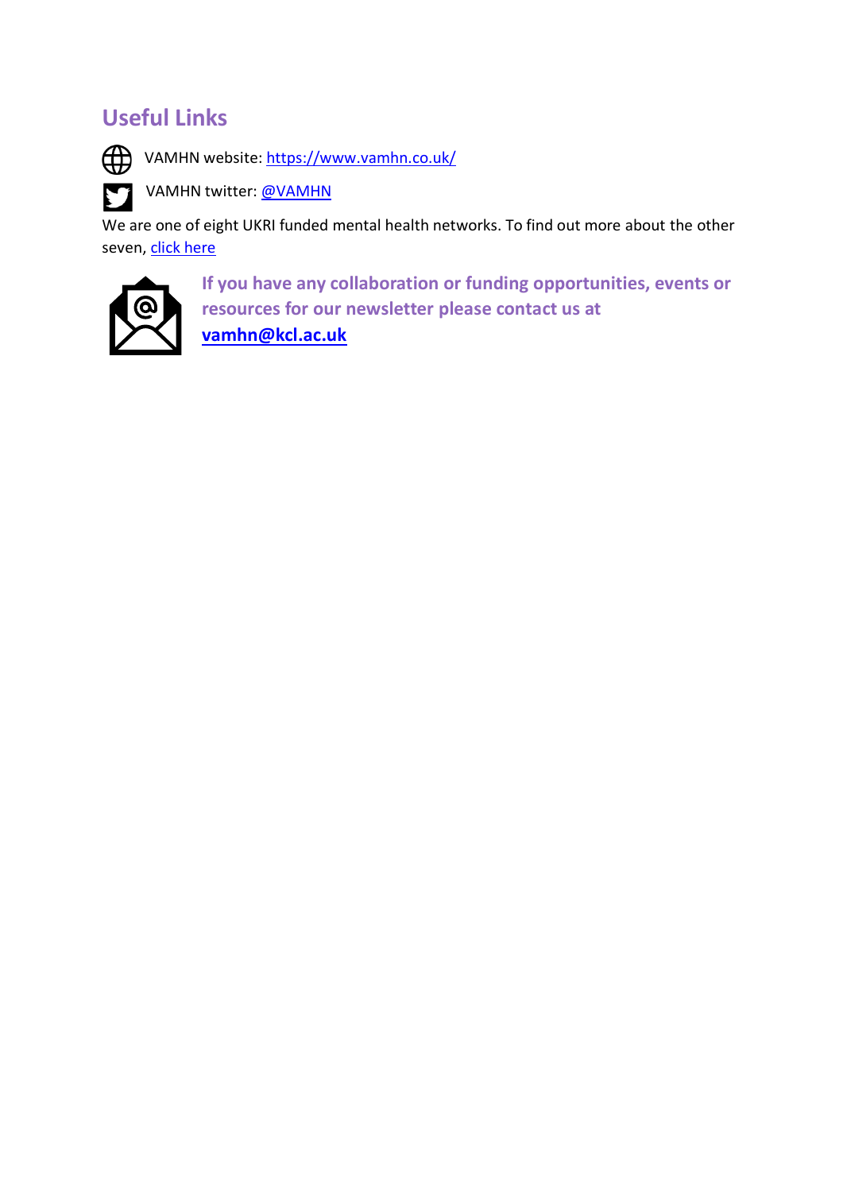## Useful Links

VAMHN website: https://www.vamhn.co.uk/

VAMHN twitter: @VAMHN

We are one of eight UKRI funded mental health networks. To find out more about the other seven, click here

**If you have any collaboration or funding opportunities, events or resources for our newsletter please contact us at vamhn@kcl.ac.uk**